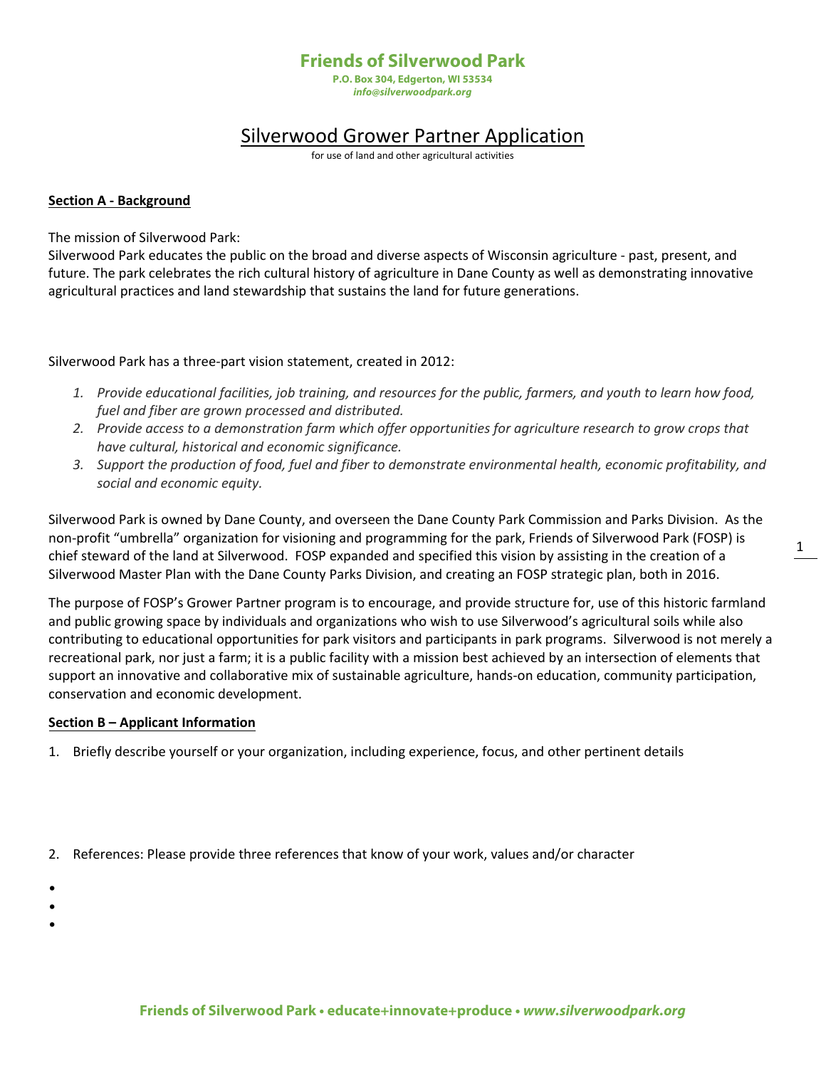# Friends of Silverwood Park

**P.O. Box 304, Edgerton, WI 53534**
***info@silverwoodpark.org***

## Silverwood Grower Partner Application

for use of land and other agricultural activities

**Section A - Background**

The mission of Silverwood Park:
Silverwood Park educates the public on the broad and diverse aspects of Wisconsin agriculture - past, present, and future. The park celebrates the rich cultural history of agriculture in Dane County as well as demonstrating innovative agricultural practices and land stewardship that sustains the land for future generations.

Silverwood Park has a three-part vision statement, created in 2012:

1. *Provide educational facilities, job training, and resources for the public, farmers, and youth to learn how food, fuel and fiber are grown processed and distributed.*
2. *Provide access to a demonstration farm which offer opportunities for agriculture research to grow crops that have cultural, historical and economic significance.*
3. *Support the production of food, fuel and fiber to demonstrate environmental health, economic profitability, and social and economic equity.*

Silverwood Park is owned by Dane County, and overseen the Dane County Park Commission and Parks Division. As the non-profit "umbrella" organization for visioning and programming for the park, Friends of Silverwood Park (FOSP) is chief steward of the land at Silverwood. FOSP expanded and specified this vision by assisting in the creation of a Silverwood Master Plan with the Dane County Parks Division, and creating an FOSP strategic plan, both in 2016.

The purpose of FOSP's Grower Partner program is to encourage, and provide structure for, use of this historic farmland and public growing space by individuals and organizations who wish to use Silverwood's agricultural soils while also contributing to educational opportunities for park visitors and participants in park programs. Silverwood is not merely a recreational park, nor just a farm; it is a public facility with a mission best achieved by an intersection of elements that support an innovative and collaborative mix of sustainable agriculture, hands-on education, community participation, conservation and economic development.

**Section B – Applicant Information**

1. Briefly describe yourself or your organization, including experience, focus, and other pertinent details

2. References: Please provide three references that know of your work, values and/or character

- 
- 
-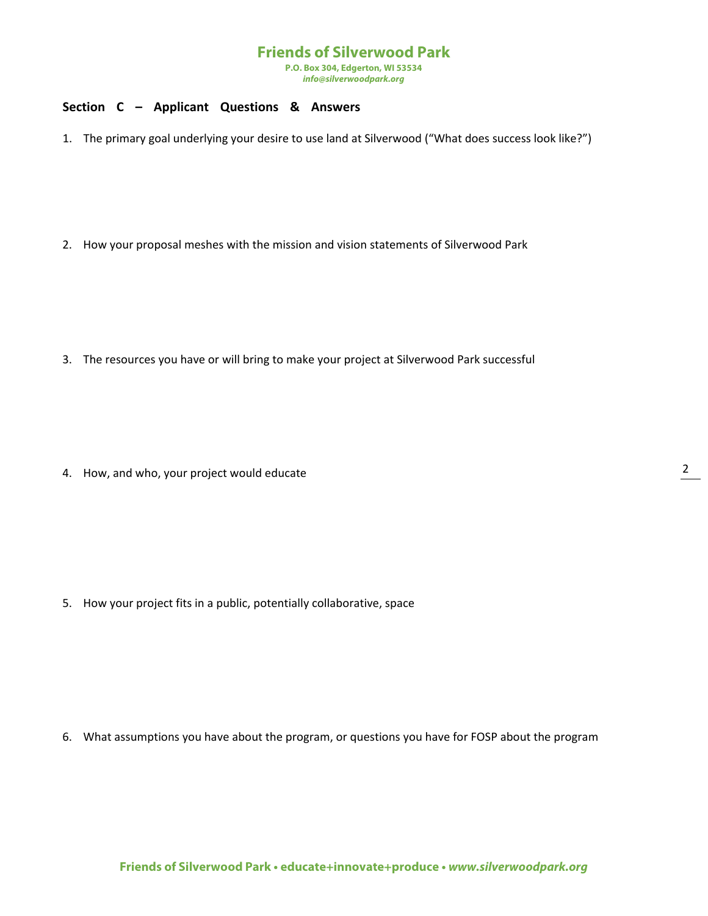**Section C – Applicant Questions & Answers**

1. The primary goal underlying your desire to use land at Silverwood ("What does success look like?")

2. How your proposal meshes with the mission and vision statements of Silverwood Park

3. The resources you have or will bring to make your project at Silverwood Park successful

4. How, and who, your project would educate

5. How your project fits in a public, potentially collaborative, space

6. What assumptions you have about the program, or questions you have for FOSP about the program